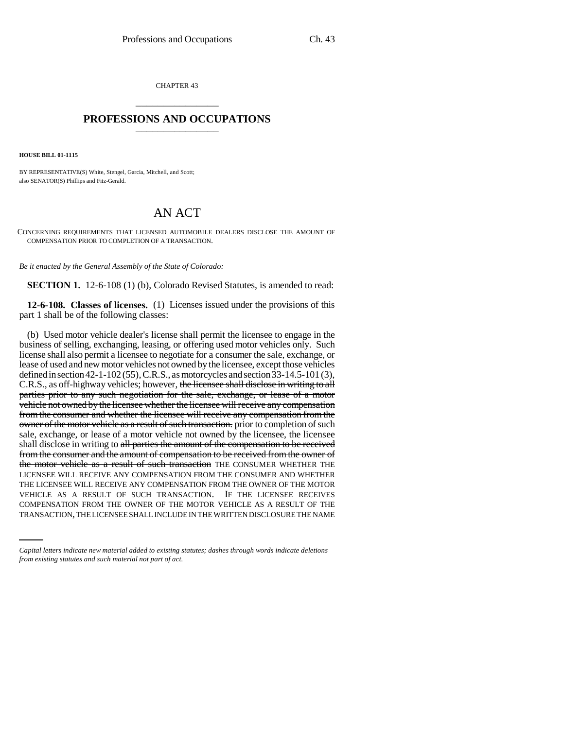CHAPTER 43

## PROFESSIONS AND OCCUPATIONS

**HOUSE BILL 01-1115**

BY REPRESENTATIVE(S) White, Stengel, Garcia, Mitchell, and Scott;
also SENATOR(S) Phillips and Fitz-Gerald.

# AN ACT

CONCERNING REQUIREMENTS THAT LICENSED AUTOMOBILE DEALERS DISCLOSE THE AMOUNT OF COMPENSATION PRIOR TO COMPLETION OF A TRANSACTION.

*Be it enacted by the General Assembly of the State of Colorado:*

**SECTION 1.** 12-6-108 (1) (b), Colorado Revised Statutes, is amended to read:

**12-6-108. Classes of licenses.** (1) Licenses issued under the provisions of this part 1 shall be of the following classes:

(b) Used motor vehicle dealer's license shall permit the licensee to engage in the business of selling, exchanging, leasing, or offering used motor vehicles only. Such license shall also permit a licensee to negotiate for a consumer the sale, exchange, or lease of used and new motor vehicles not owned by the licensee, except those vehicles defined in section 42-1-102 (55), C.R.S., as motorcycles and section 33-14.5-101 (3), C.R.S., as off-highway vehicles; however, ~~the licensee shall disclose in writing to all parties prior to any such negotiation for the sale, exchange, or lease of a motor vehicle not owned by the licensee whether the licensee will receive any compensation from the consumer and whether the licensee will receive any compensation from the owner of the motor vehicle as a result of such transaction.~~ prior to completion of such sale, exchange, or lease of a motor vehicle not owned by the licensee, the licensee shall disclose in writing to ~~all parties the amount of the compensation to be received from the consumer and the amount of compensation to be received from the owner of the motor vehicle as a result of such transaction~~ THE CONSUMER WHETHER THE LICENSEE WILL RECEIVE ANY COMPENSATION FROM THE CONSUMER AND WHETHER THE LICENSEE WILL RECEIVE ANY COMPENSATION FROM THE OWNER OF THE MOTOR VEHICLE AS A RESULT OF SUCH TRANSACTION. IF THE LICENSEE RECEIVES COMPENSATION FROM THE OWNER OF THE MOTOR VEHICLE AS A RESULT OF THE TRANSACTION, THE LICENSEE SHALL INCLUDE IN THE WRITTEN DISCLOSURE THE NAME

*Capital letters indicate new material added to existing statutes; dashes through words indicate deletions from existing statutes and such material not part of act.*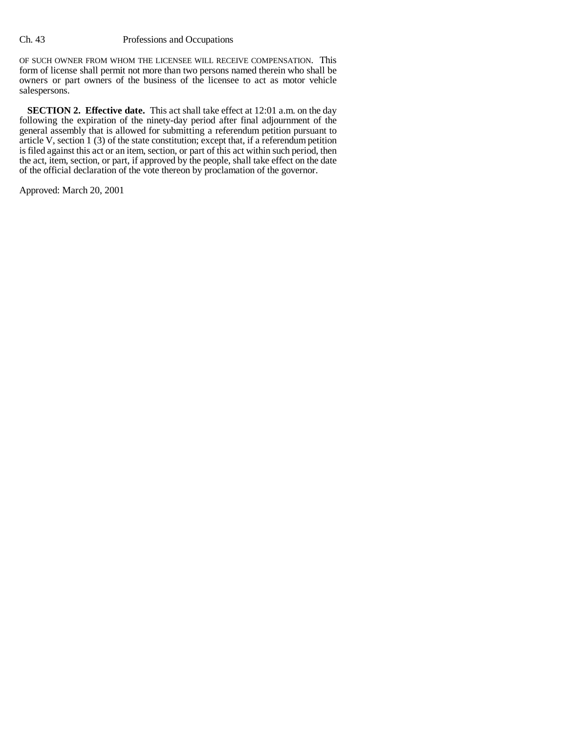OF SUCH OWNER FROM WHOM THE LICENSEE WILL RECEIVE COMPENSATION. This form of license shall permit not more than two persons named therein who shall be owners or part owners of the business of the licensee to act as motor vehicle salespersons.

**SECTION 2. Effective date.** This act shall take effect at 12:01 a.m. on the day following the expiration of the ninety-day period after final adjournment of the general assembly that is allowed for submitting a referendum petition pursuant to article V, section 1 (3) of the state constitution; except that, if a referendum petition is filed against this act or an item, section, or part of this act within such period, then the act, item, section, or part, if approved by the people, shall take effect on the date of the official declaration of the vote thereon by proclamation of the governor.

Approved: March 20, 2001